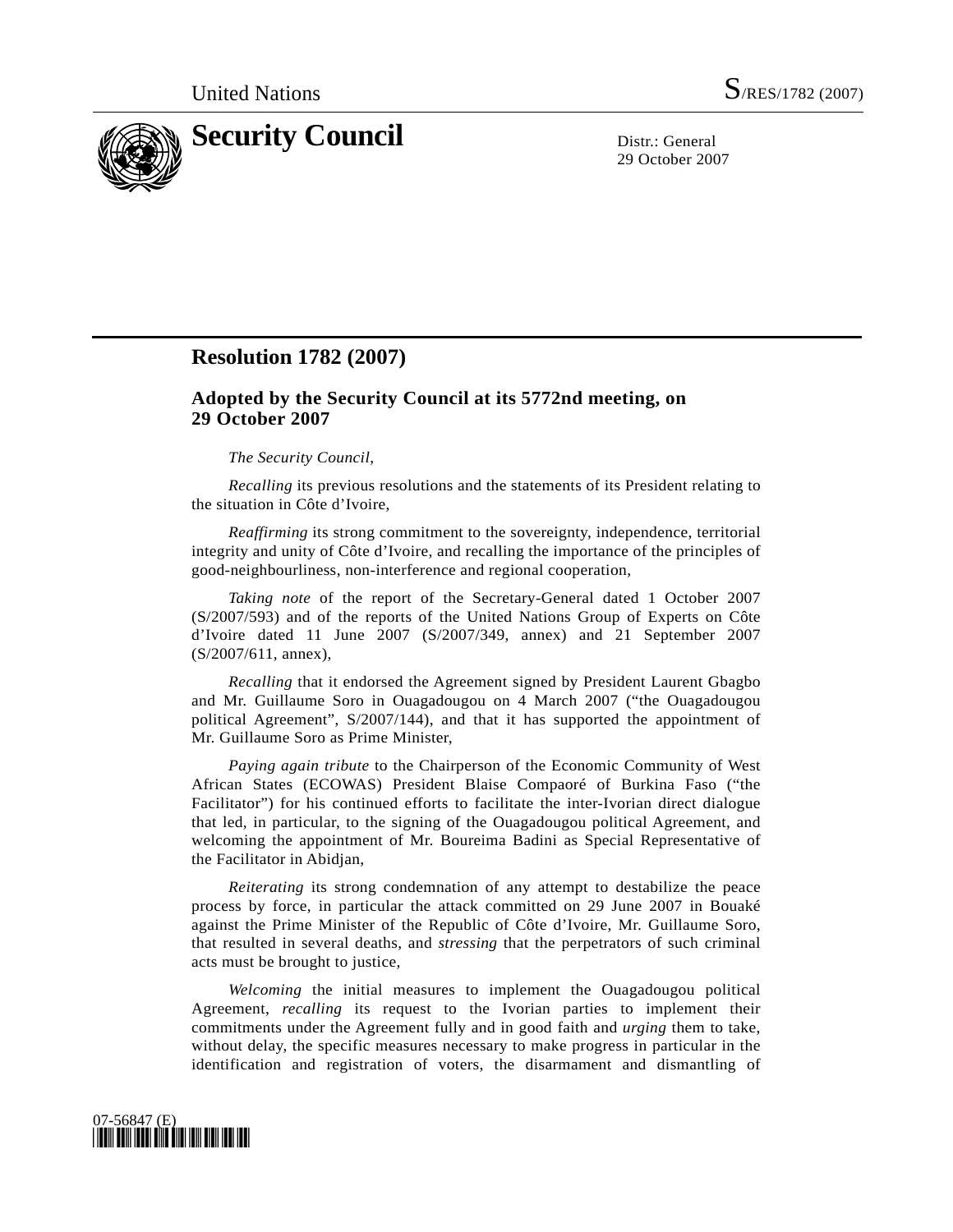United Nations S/RES/1782 (2007)

# Security Council

Distr.: General
29 October 2007

## Resolution 1782 (2007)

### Adopted by the Security Council at its 5772nd meeting, on 29 October 2007

*The Security Council*,

*Recalling* its previous resolutions and the statements of its President relating to the situation in Côte d'Ivoire,

*Reaffirming* its strong commitment to the sovereignty, independence, territorial integrity and unity of Côte d'Ivoire, and recalling the importance of the principles of good-neighbourliness, non-interference and regional cooperation,

*Taking note* of the report of the Secretary-General dated 1 October 2007 (S/2007/593) and of the reports of the United Nations Group of Experts on Côte d'Ivoire dated 11 June 2007 (S/2007/349, annex) and 21 September 2007 (S/2007/611, annex),

*Recalling* that it endorsed the Agreement signed by President Laurent Gbagbo and Mr. Guillaume Soro in Ouagadougou on 4 March 2007 ("the Ouagadougou political Agreement", S/2007/144), and that it has supported the appointment of Mr. Guillaume Soro as Prime Minister,

*Paying again tribute* to the Chairperson of the Economic Community of West African States (ECOWAS) President Blaise Compaoré of Burkina Faso ("the Facilitator") for his continued efforts to facilitate the inter-Ivorian direct dialogue that led, in particular, to the signing of the Ouagadougou political Agreement, and welcoming the appointment of Mr. Boureima Badini as Special Representative of the Facilitator in Abidjan,

*Reiterating* its strong condemnation of any attempt to destabilize the peace process by force, in particular the attack committed on 29 June 2007 in Bouaké against the Prime Minister of the Republic of Côte d'Ivoire, Mr. Guillaume Soro, that resulted in several deaths, and *stressing* that the perpetrators of such criminal acts must be brought to justice,

*Welcoming* the initial measures to implement the Ouagadougou political Agreement, *recalling* its request to the Ivorian parties to implement their commitments under the Agreement fully and in good faith and *urging* them to take, without delay, the specific measures necessary to make progress in particular in the identification and registration of voters, the disarmament and dismantling of

07-56847 (E)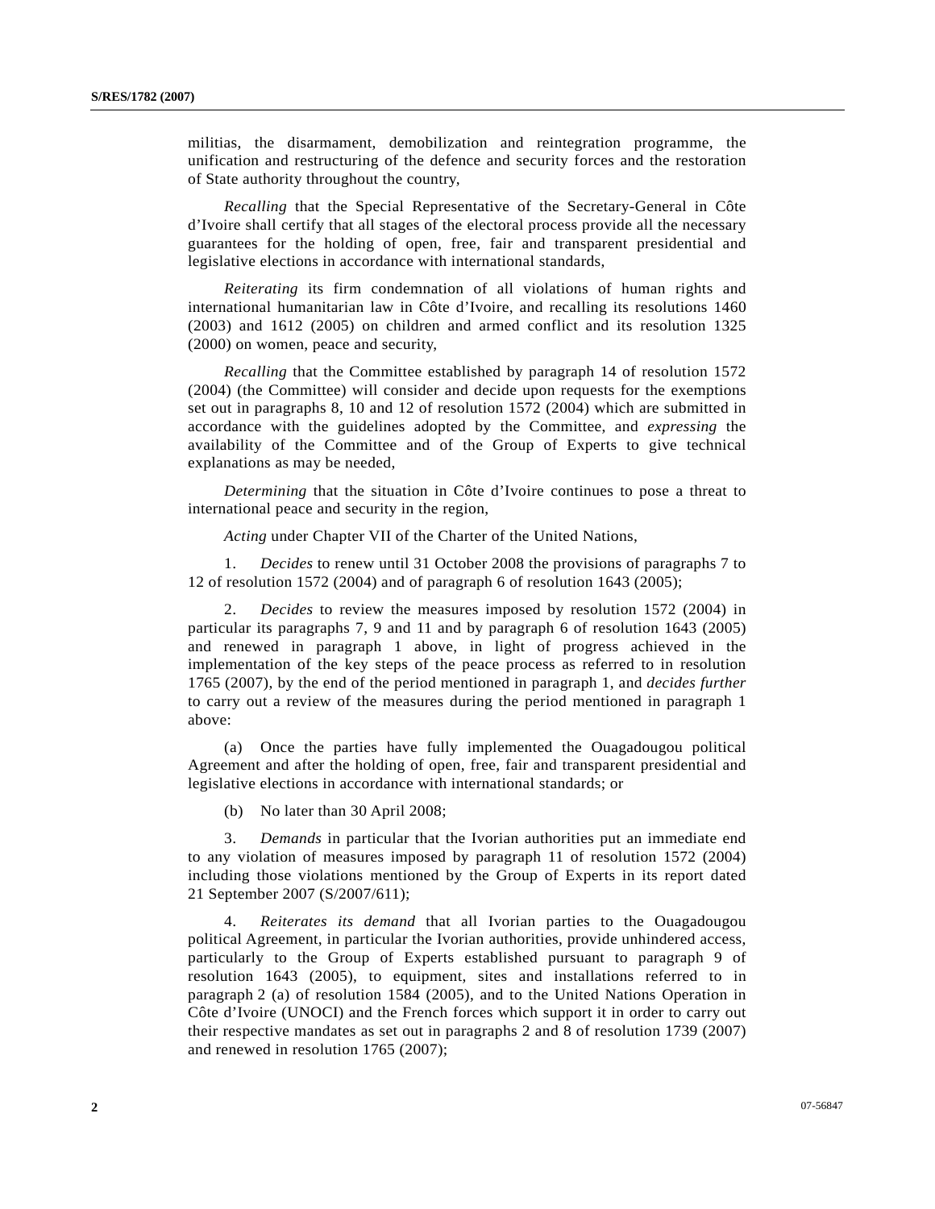militias, the disarmament, demobilization and reintegration programme, the unification and restructuring of the defence and security forces and the restoration of State authority throughout the country,

*Recalling* that the Special Representative of the Secretary-General in Côte d'Ivoire shall certify that all stages of the electoral process provide all the necessary guarantees for the holding of open, free, fair and transparent presidential and legislative elections in accordance with international standards,

*Reiterating* its firm condemnation of all violations of human rights and international humanitarian law in Côte d'Ivoire, and recalling its resolutions 1460 (2003) and 1612 (2005) on children and armed conflict and its resolution 1325 (2000) on women, peace and security,

*Recalling* that the Committee established by paragraph 14 of resolution 1572 (2004) (the Committee) will consider and decide upon requests for the exemptions set out in paragraphs 8, 10 and 12 of resolution 1572 (2004) which are submitted in accordance with the guidelines adopted by the Committee, and *expressing* the availability of the Committee and of the Group of Experts to give technical explanations as may be needed,

*Determining* that the situation in Côte d'Ivoire continues to pose a threat to international peace and security in the region,

*Acting* under Chapter VII of the Charter of the United Nations,

1. *Decides* to renew until 31 October 2008 the provisions of paragraphs 7 to 12 of resolution 1572 (2004) and of paragraph 6 of resolution 1643 (2005);

2. *Decides* to review the measures imposed by resolution 1572 (2004) in particular its paragraphs 7, 9 and 11 and by paragraph 6 of resolution 1643 (2005) and renewed in paragraph 1 above, in light of progress achieved in the implementation of the key steps of the peace process as referred to in resolution 1765 (2007), by the end of the period mentioned in paragraph 1, and *decides further* to carry out a review of the measures during the period mentioned in paragraph 1 above:

(a) Once the parties have fully implemented the Ouagadougou political Agreement and after the holding of open, free, fair and transparent presidential and legislative elections in accordance with international standards; or

(b) No later than 30 April 2008;

3. *Demands* in particular that the Ivorian authorities put an immediate end to any violation of measures imposed by paragraph 11 of resolution 1572 (2004) including those violations mentioned by the Group of Experts in its report dated 21 September 2007 (S/2007/611);

4. *Reiterates its demand* that all Ivorian parties to the Ouagadougou political Agreement, in particular the Ivorian authorities, provide unhindered access, particularly to the Group of Experts established pursuant to paragraph 9 of resolution 1643 (2005), to equipment, sites and installations referred to in paragraph 2 (a) of resolution 1584 (2005), and to the United Nations Operation in Côte d'Ivoire (UNOCI) and the French forces which support it in order to carry out their respective mandates as set out in paragraphs 2 and 8 of resolution 1739 (2007) and renewed in resolution 1765 (2007);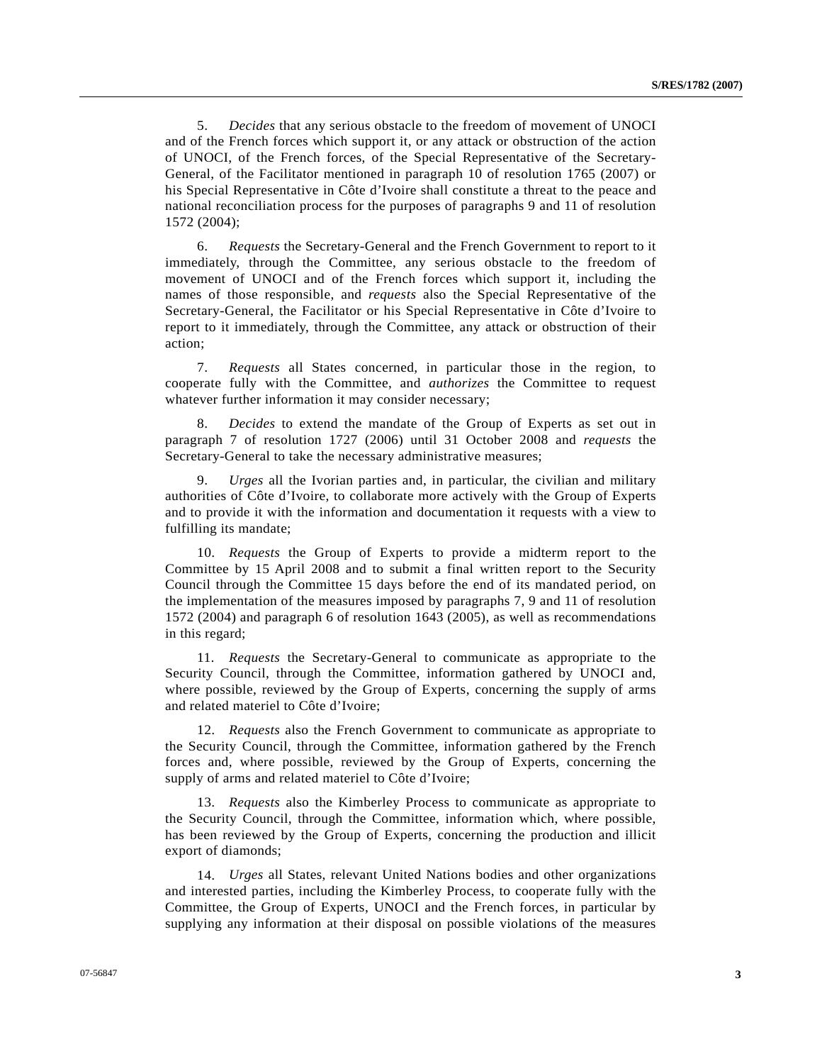5. *Decides* that any serious obstacle to the freedom of movement of UNOCI and of the French forces which support it, or any attack or obstruction of the action of UNOCI, of the French forces, of the Special Representative of the Secretary-General, of the Facilitator mentioned in paragraph 10 of resolution 1765 (2007) or his Special Representative in Côte d'Ivoire shall constitute a threat to the peace and national reconciliation process for the purposes of paragraphs 9 and 11 of resolution 1572 (2004);

6. *Requests* the Secretary-General and the French Government to report to it immediately, through the Committee, any serious obstacle to the freedom of movement of UNOCI and of the French forces which support it, including the names of those responsible, and *requests* also the Special Representative of the Secretary-General, the Facilitator or his Special Representative in Côte d'Ivoire to report to it immediately, through the Committee, any attack or obstruction of their action;

7. *Requests* all States concerned, in particular those in the region, to cooperate fully with the Committee, and *authorizes* the Committee to request whatever further information it may consider necessary;

8. *Decides* to extend the mandate of the Group of Experts as set out in paragraph 7 of resolution 1727 (2006) until 31 October 2008 and *requests* the Secretary-General to take the necessary administrative measures;

9. *Urges* all the Ivorian parties and, in particular, the civilian and military authorities of Côte d'Ivoire, to collaborate more actively with the Group of Experts and to provide it with the information and documentation it requests with a view to fulfilling its mandate;

10. *Requests* the Group of Experts to provide a midterm report to the Committee by 15 April 2008 and to submit a final written report to the Security Council through the Committee 15 days before the end of its mandated period, on the implementation of the measures imposed by paragraphs 7, 9 and 11 of resolution 1572 (2004) and paragraph 6 of resolution 1643 (2005), as well as recommendations in this regard;

11. *Requests* the Secretary-General to communicate as appropriate to the Security Council, through the Committee, information gathered by UNOCI and, where possible, reviewed by the Group of Experts, concerning the supply of arms and related materiel to Côte d'Ivoire;

12. *Requests* also the French Government to communicate as appropriate to the Security Council, through the Committee, information gathered by the French forces and, where possible, reviewed by the Group of Experts, concerning the supply of arms and related materiel to Côte d'Ivoire;

13. *Requests* also the Kimberley Process to communicate as appropriate to the Security Council, through the Committee, information which, where possible, has been reviewed by the Group of Experts, concerning the production and illicit export of diamonds;

14. *Urges* all States, relevant United Nations bodies and other organizations and interested parties, including the Kimberley Process, to cooperate fully with the Committee, the Group of Experts, UNOCI and the French forces, in particular by supplying any information at their disposal on possible violations of the measures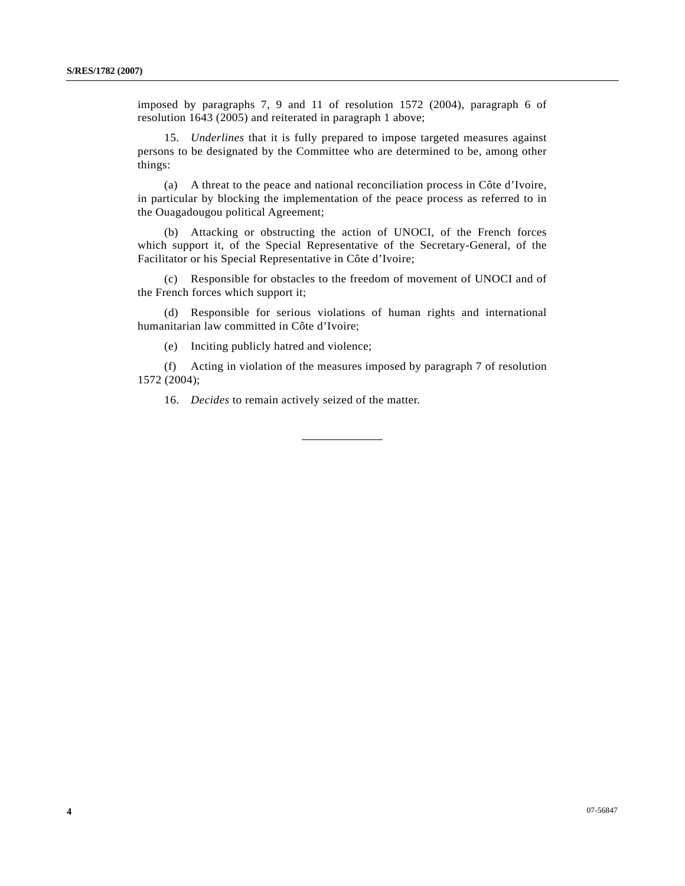imposed by paragraphs 7, 9 and 11 of resolution 1572 (2004), paragraph 6 of resolution 1643 (2005) and reiterated in paragraph 1 above;

15. *Underlines* that it is fully prepared to impose targeted measures against persons to be designated by the Committee who are determined to be, among other things:

(a) A threat to the peace and national reconciliation process in Côte d'Ivoire, in particular by blocking the implementation of the peace process as referred to in the Ouagadougou political Agreement;

(b) Attacking or obstructing the action of UNOCI, of the French forces which support it, of the Special Representative of the Secretary-General, of the Facilitator or his Special Representative in Côte d'Ivoire;

(c) Responsible for obstacles to the freedom of movement of UNOCI and of the French forces which support it;

(d) Responsible for serious violations of human rights and international humanitarian law committed in Côte d'Ivoire;

(e) Inciting publicly hatred and violence;

(f) Acting in violation of the measures imposed by paragraph 7 of resolution 1572 (2004);

16. *Decides* to remain actively seized of the matter.